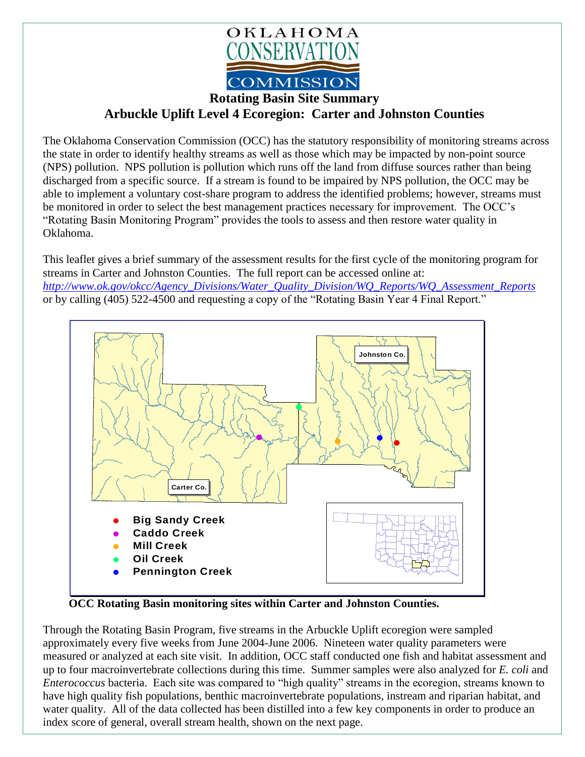OKLAHOMA CONSERVATION COMMISSION

# Rotating Basin Site Summary

## Arbuckle Uplift Level 4 Ecoregion: Carter and Johnston Counties

The Oklahoma Conservation Commission (OCC) has the statutory responsibility of monitoring streams across the state in order to identify healthy streams as well as those which may be impacted by non-point source (NPS) pollution. NPS pollution is pollution which runs off the land from diffuse sources rather than being discharged from a specific source. If a stream is found to be impaired by NPS pollution, the OCC may be able to implement a voluntary cost-share program to address the identified problems; however, streams must be monitored in order to select the best management practices necessary for improvement. The OCC's "Rotating Basin Monitoring Program" provides the tools to assess and then restore water quality in Oklahoma.

This leaflet gives a brief summary of the assessment results for the first cycle of the monitoring program for streams in Carter and Johnston Counties. The full report can be accessed online at: *http://www.ok.gov/okcc/Agency_Divisions/Water_Quality_Division/WQ_Reports/WQ_Assessment_Reports* or by calling (405) 522-4500 and requesting a copy of the "Rotating Basin Year 4 Final Report."

Johnston Co.

Carter Co.

- Big Sandy Creek
- Caddo Creek
- Mill Creek
- Oil Creek
- Pennington Creek

**OCC Rotating Basin monitoring sites within Carter and Johnston Counties.**

Through the Rotating Basin Program, five streams in the Arbuckle Uplift ecoregion were sampled approximately every five weeks from June 2004-June 2006. Nineteen water quality parameters were measured or analyzed at each site visit. In addition, OCC staff conducted one fish and habitat assessment and up to four macroinvertebrate collections during this time. Summer samples were also analyzed for *E. coli* and *Enterococcus* bacteria. Each site was compared to "high quality" streams in the ecoregion, streams known to have high quality fish populations, benthic macroinvertebrate populations, instream and riparian habitat, and water quality. All of the data collected has been distilled into a few key components in order to produce an index score of general, overall stream health, shown on the next page.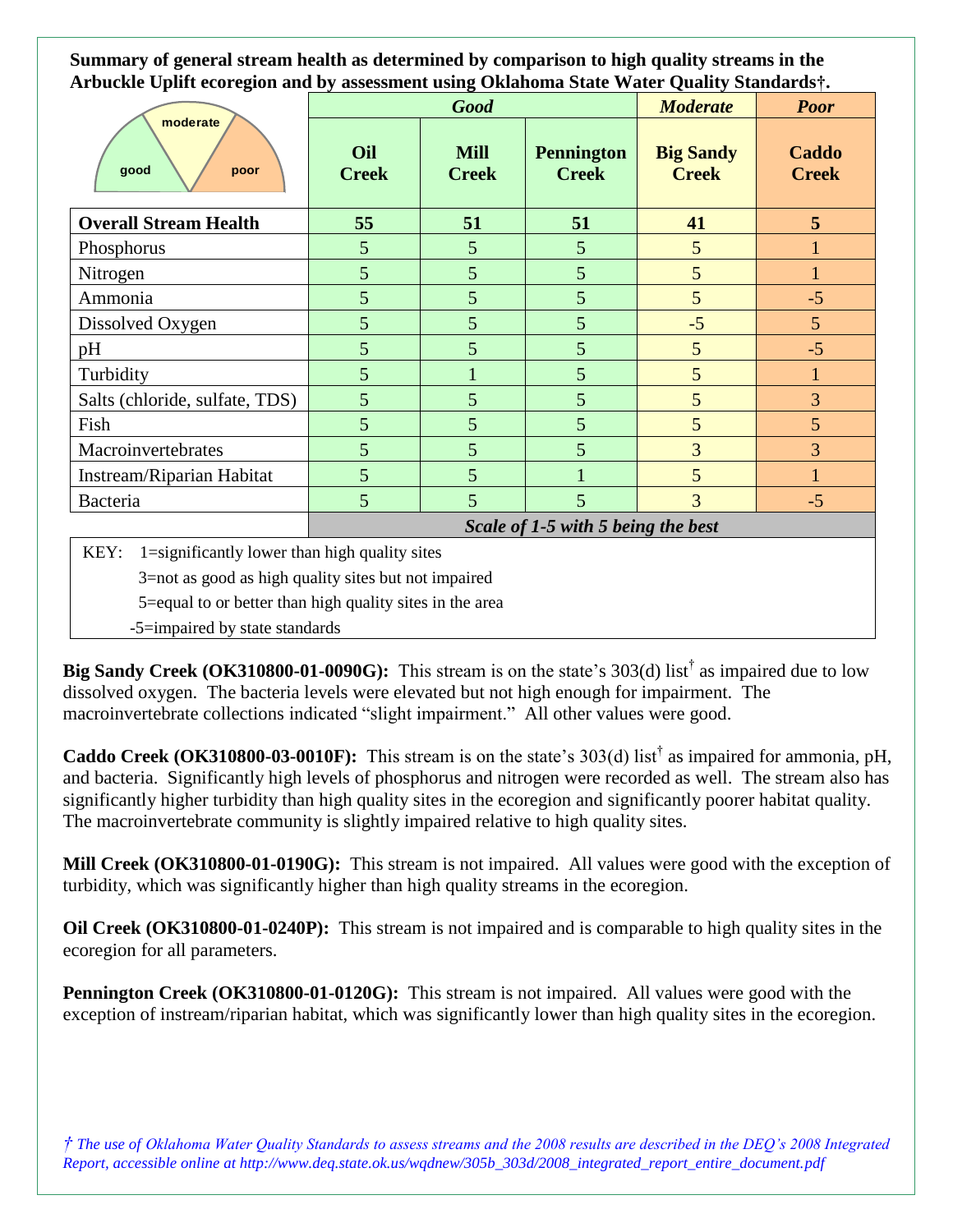**Summary of general stream health as determined by comparison to high quality streams in the Arbuckle Uplift ecoregion and by assessment using Oklahoma State Water Quality Standards†.**

| | *Good* | | | *Moderate* | *Poor* |
|---|---|---|---|---|---|
| | **Oil Creek** | **Mill Creek** | **Pennington Creek** | **Big Sandy Creek** | **Caddo Creek** |
| **Overall Stream Health** | **55** | **51** | **51** | **41** | **5** |
| Phosphorus | 5 | 5 | 5 | 5 | 1 |
| Nitrogen | 5 | 5 | 5 | 5 | 1 |
| Ammonia | 5 | 5 | 5 | 5 | -5 |
| Dissolved Oxygen | 5 | 5 | 5 | -5 | 5 |
| pH | 5 | 5 | 5 | 5 | -5 |
| Turbidity | 5 | 1 | 5 | 5 | 1 |
| Salts (chloride, sulfate, TDS) | 5 | 5 | 5 | 5 | 3 |
| Fish | 5 | 5 | 5 | 5 | 5 |
| Macroinvertebrates | 5 | 5 | 5 | 3 | 3 |
| Instream/Riparian Habitat | 5 | 5 | 1 | 5 | 1 |
| Bacteria | 5 | 5 | 5 | 3 | -5 |
| | ***Scale of 1-5 with 5 being the best*** | | | | |

KEY:
- 1=significantly lower than high quality sites
- 3=not as good as high quality sites but not impaired
- 5=equal to or better than high quality sites in the area
- -5=impaired by state standards

**Big Sandy Creek (OK310800-01-0090G):** This stream is on the state's 303(d) list† as impaired due to low dissolved oxygen. The bacteria levels were elevated but not high enough for impairment. The macroinvertebrate collections indicated "slight impairment." All other values were good.

**Caddo Creek (OK310800-03-0010F):** This stream is on the state's 303(d) list† as impaired for ammonia, pH, and bacteria. Significantly high levels of phosphorus and nitrogen were recorded as well. The stream also has significantly higher turbidity than high quality sites in the ecoregion and significantly poorer habitat quality. The macroinvertebrate community is slightly impaired relative to high quality sites.

**Mill Creek (OK310800-01-0190G):** This stream is not impaired. All values were good with the exception of turbidity, which was significantly higher than high quality streams in the ecoregion.

**Oil Creek (OK310800-01-0240P):** This stream is not impaired and is comparable to high quality sites in the ecoregion for all parameters.

**Pennington Creek (OK310800-01-0120G):** This stream is not impaired. All values were good with the exception of instream/riparian habitat, which was significantly lower than high quality sites in the ecoregion.

*† The use of Oklahoma Water Quality Standards to assess streams and the 2008 results are described in the DEQ's 2008 Integrated Report, accessible online at http://www.deq.state.ok.us/wqdnew/305b_303d/2008_integrated_report_entire_document.pdf*